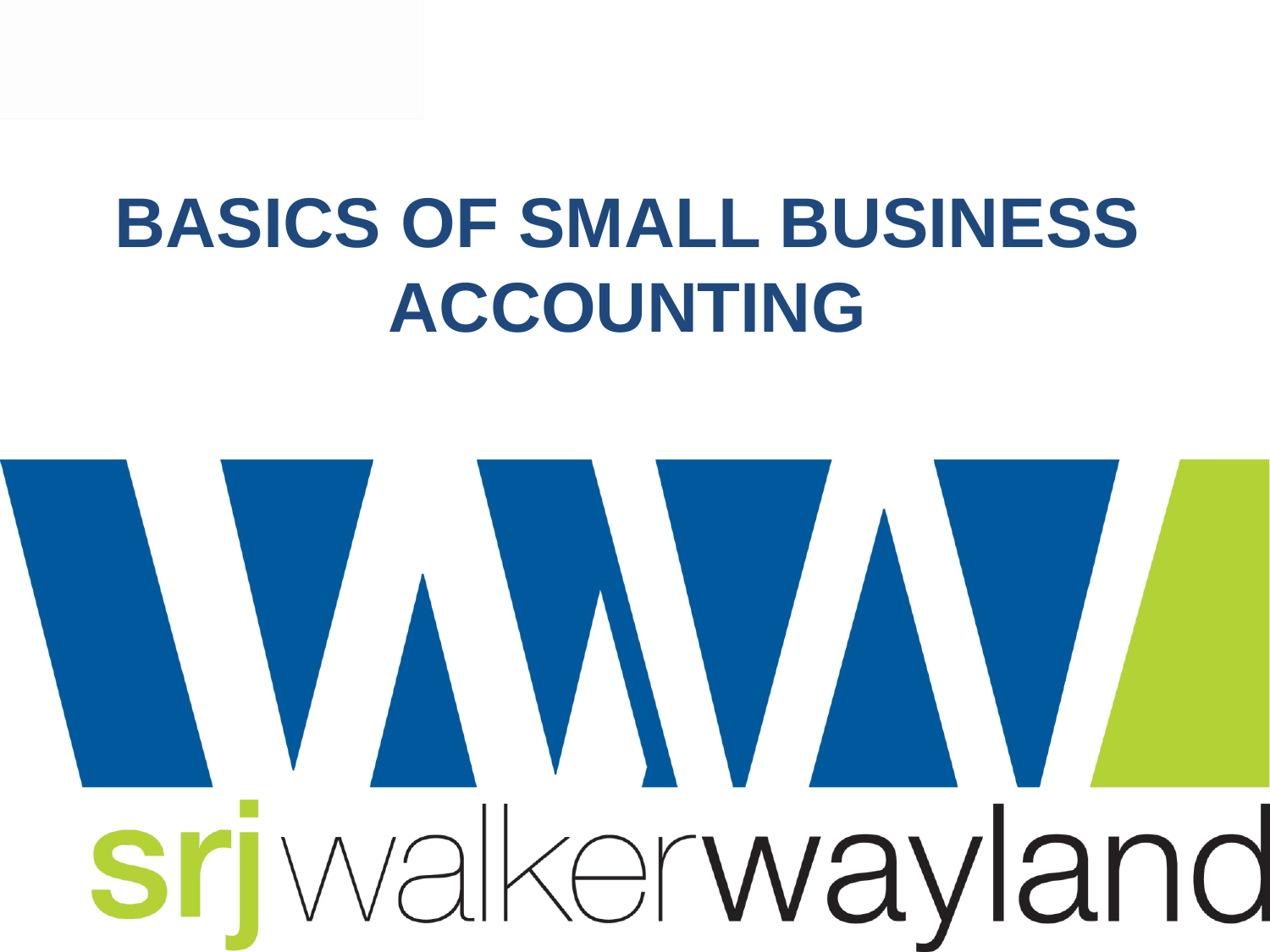# BASICS OF SMALL BUSINESS ACCOUNTING

srjwalkerwayland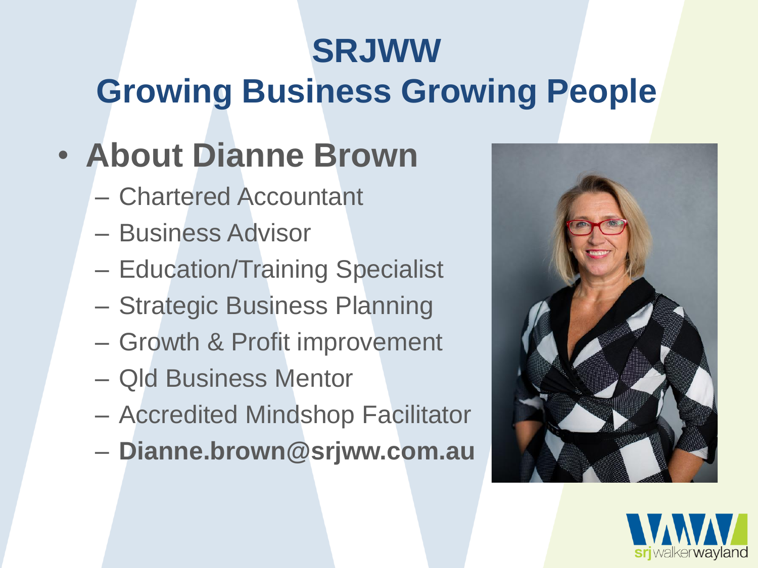# SRJWW
## Growing Business Growing People

- **About Dianne Brown**
  - Chartered Accountant
  - Business Advisor
  - Education/Training Specialist
  - Strategic Business Planning
  - Growth & Profit improvement
  - Qld Business Mentor
  - Accredited Mindshop Facilitator
  - **Dianne.brown@srjww.com.au**

srjwalkerwayland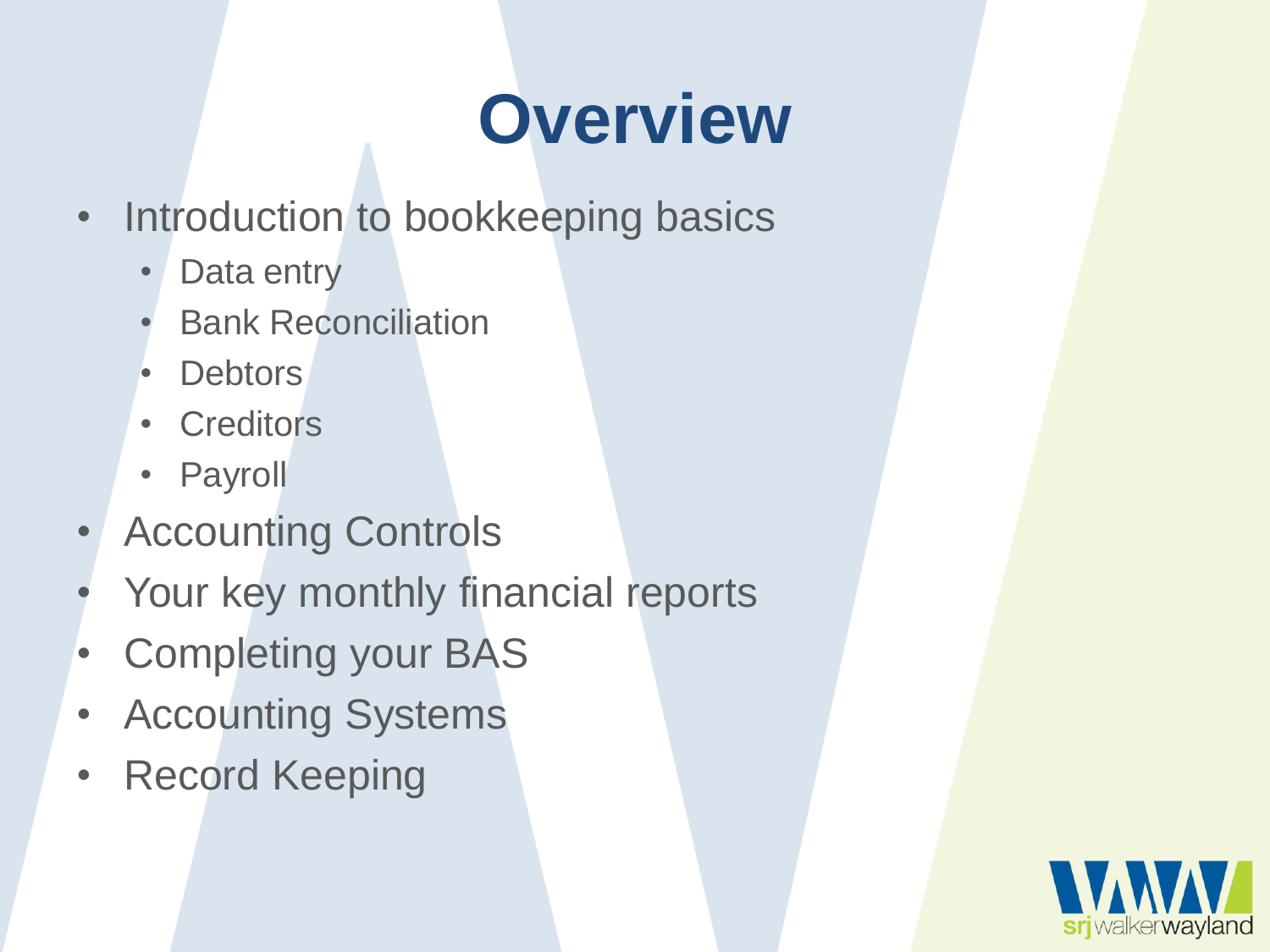# Overview

- Introduction to bookkeeping basics
  - Data entry
  - Bank Reconciliation
  - Debtors
  - Creditors
  - Payroll
- Accounting Controls
- Your key monthly financial reports
- Completing your BAS
- Accounting Systems
- Record Keeping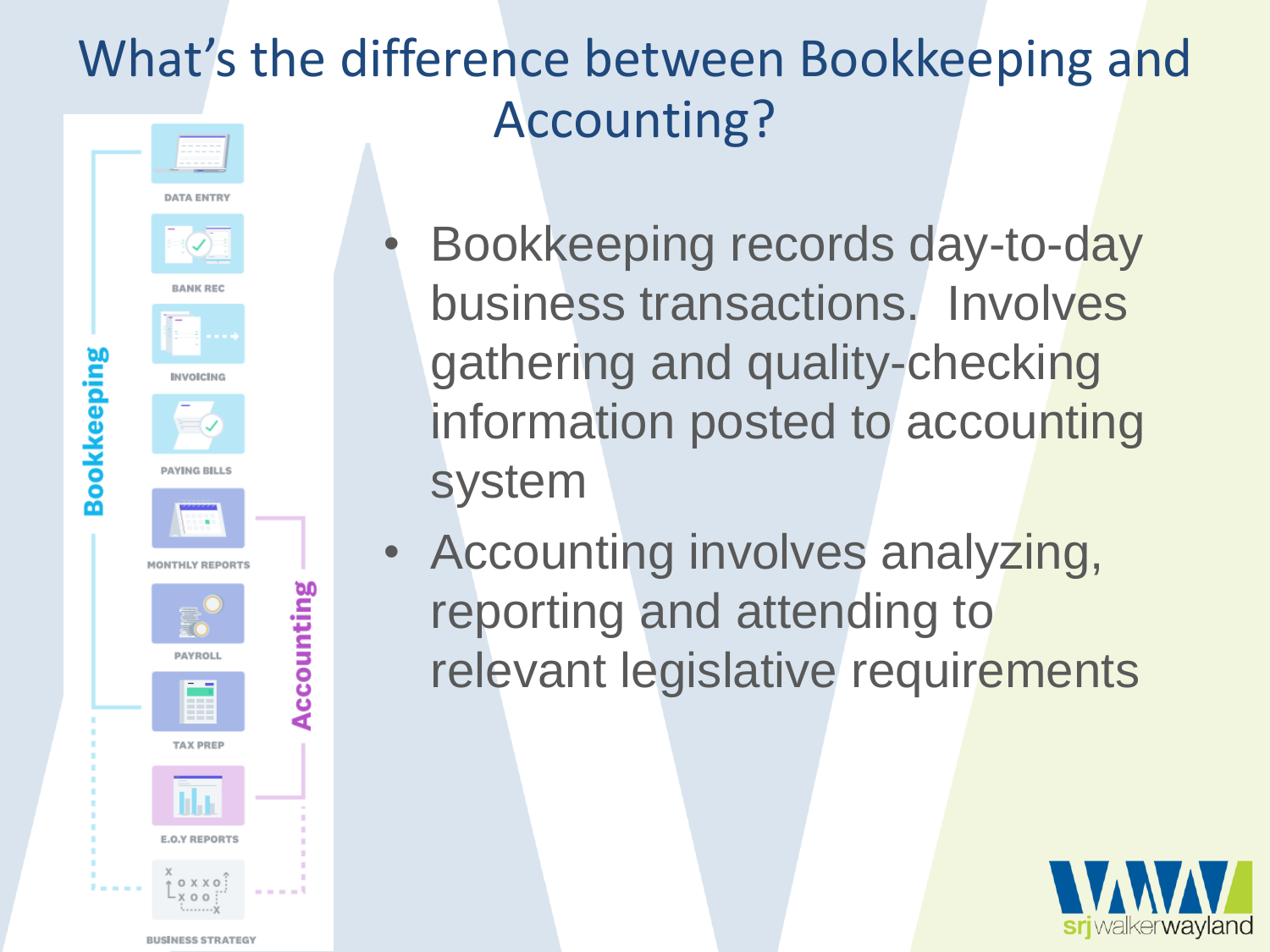# What's the difference between Bookkeeping and Accounting?

- Bookkeeping records day-to-day business transactions. Involves gathering and quality-checking information posted to accounting system
- Accounting involves analyzing, reporting and attending to relevant legislative requirements

Bookkeeping

- DATA ENTRY
- BANK REC
- INVOICING
- PAYING BILLS
- MONTHLY REPORTS
- PAYROLL
- TAX PREP

Accounting

- E.O.Y REPORTS
- BUSINESS STRATEGY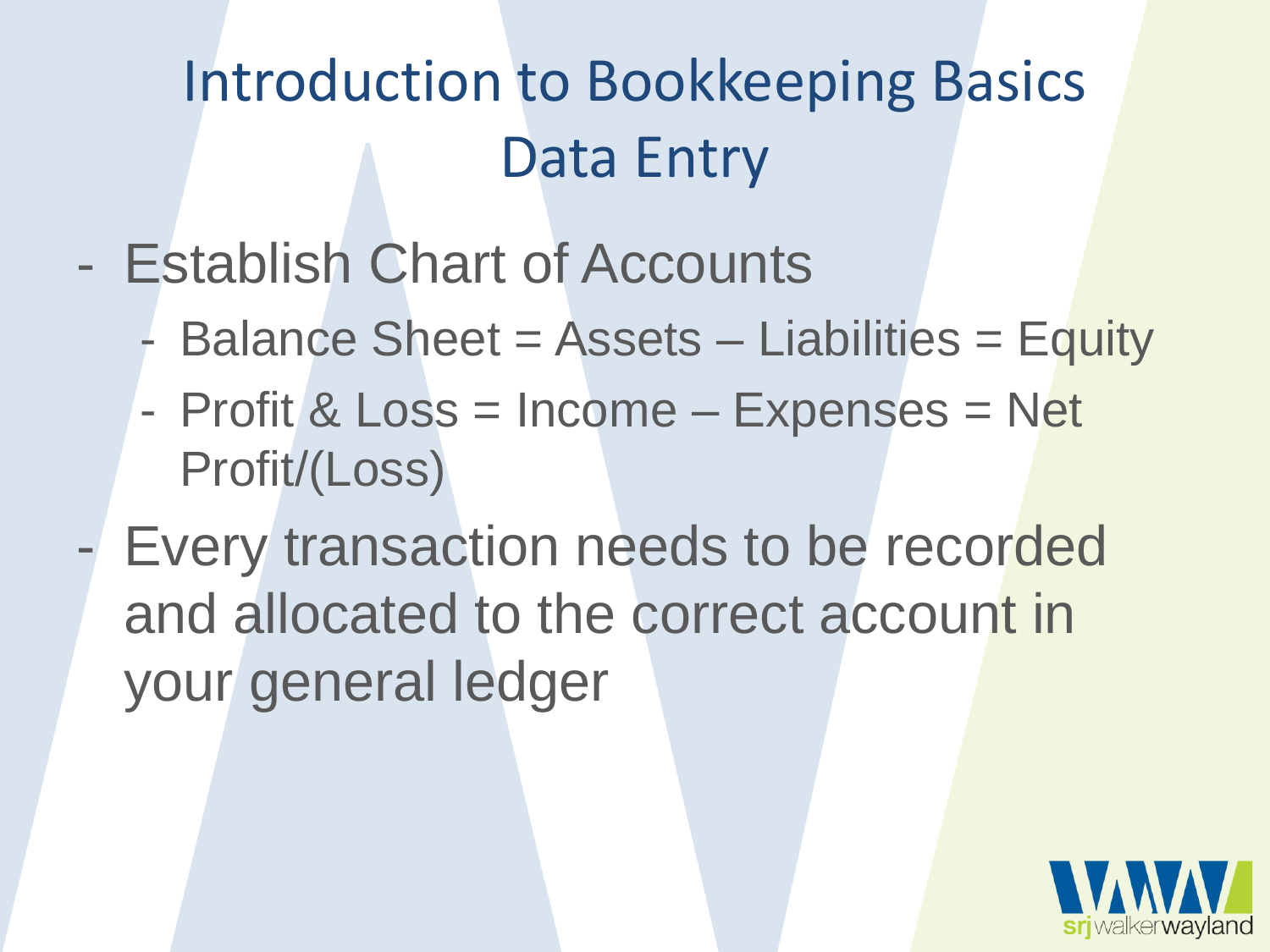# Introduction to Bookkeeping Basics Data Entry

- Establish Chart of Accounts
  - Balance Sheet = Assets – Liabilities = Equity
  - Profit & Loss = Income – Expenses = Net Profit/(Loss)
- Every transaction needs to be recorded and allocated to the correct account in your general ledger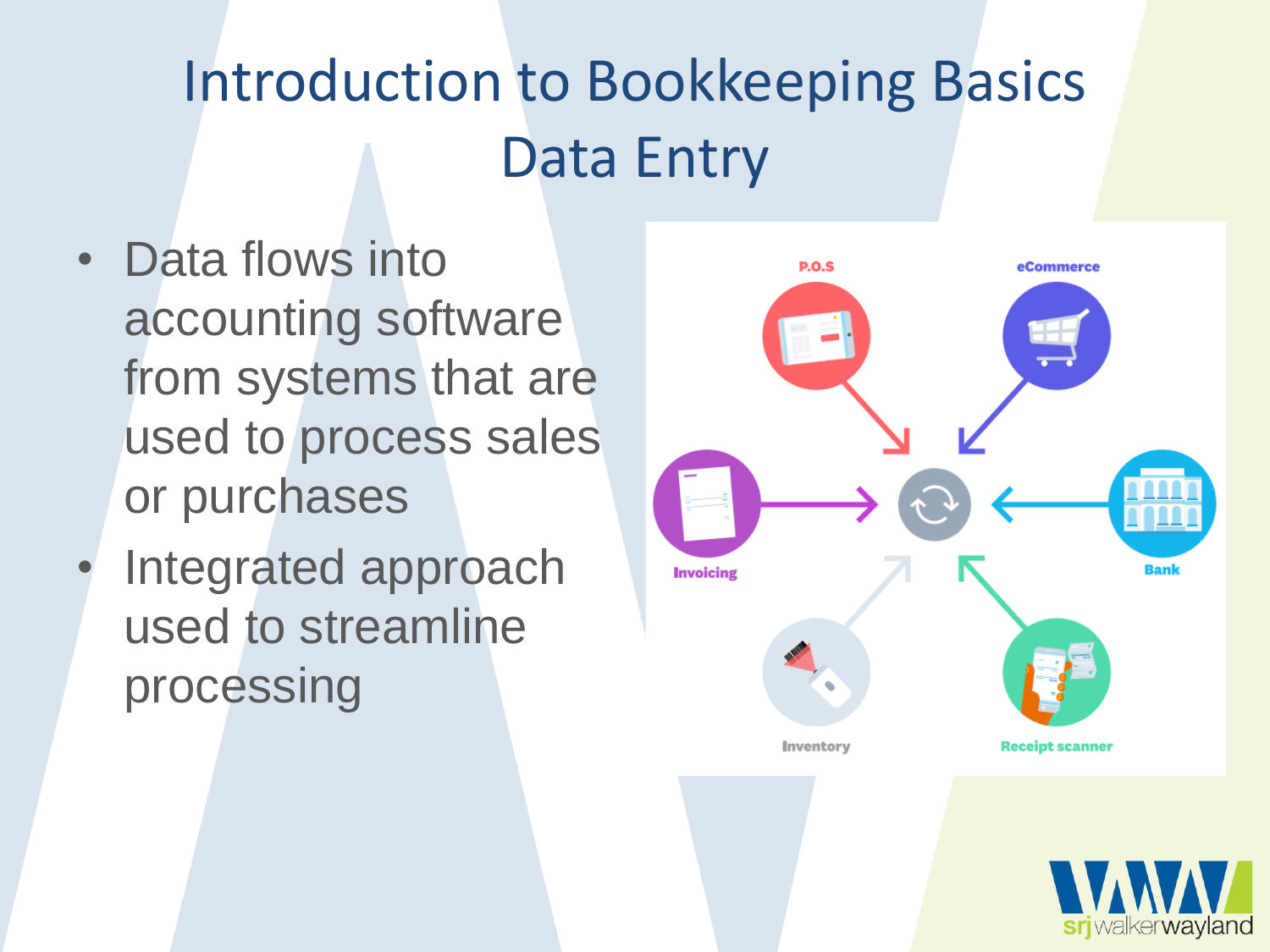# Introduction to Bookkeeping Basics Data Entry

- Data flows into accounting software from systems that are used to process sales or purchases
- Integrated approach used to streamline processing

P.O.S

eCommerce

Invoicing

Bank

Inventory

Receipt scanner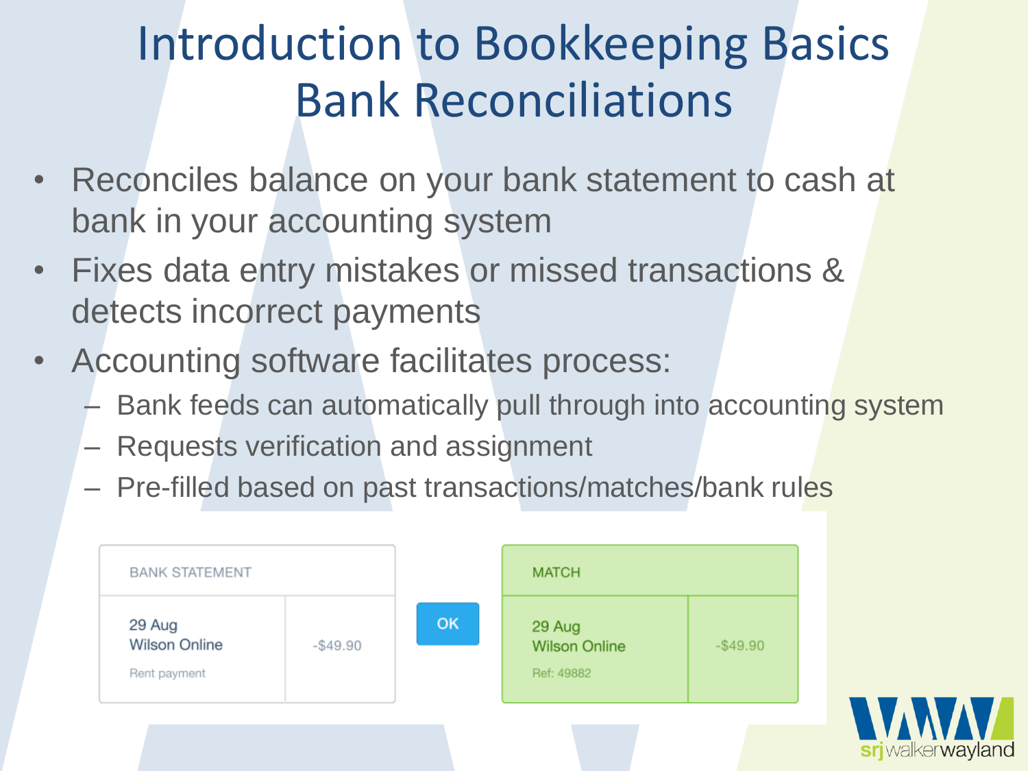# Introduction to Bookkeeping Basics Bank Reconciliations

- Reconciles balance on your bank statement to cash at bank in your accounting system
- Fixes data entry mistakes or missed transactions & detects incorrect payments
- Accounting software facilitates process:
  - Bank feeds can automatically pull through into accounting system
  - Requests verification and assignment
  - Pre-filled based on past transactions/matches/bank rules

| BANK STATEMENT | | | MATCH | |
|---|---|---|---|---|
| 29 Aug<br>Wilson Online<br>Rent payment | -$49.90 | OK | 29 Aug<br>Wilson Online<br>Ref: 49882 | -$49.90 |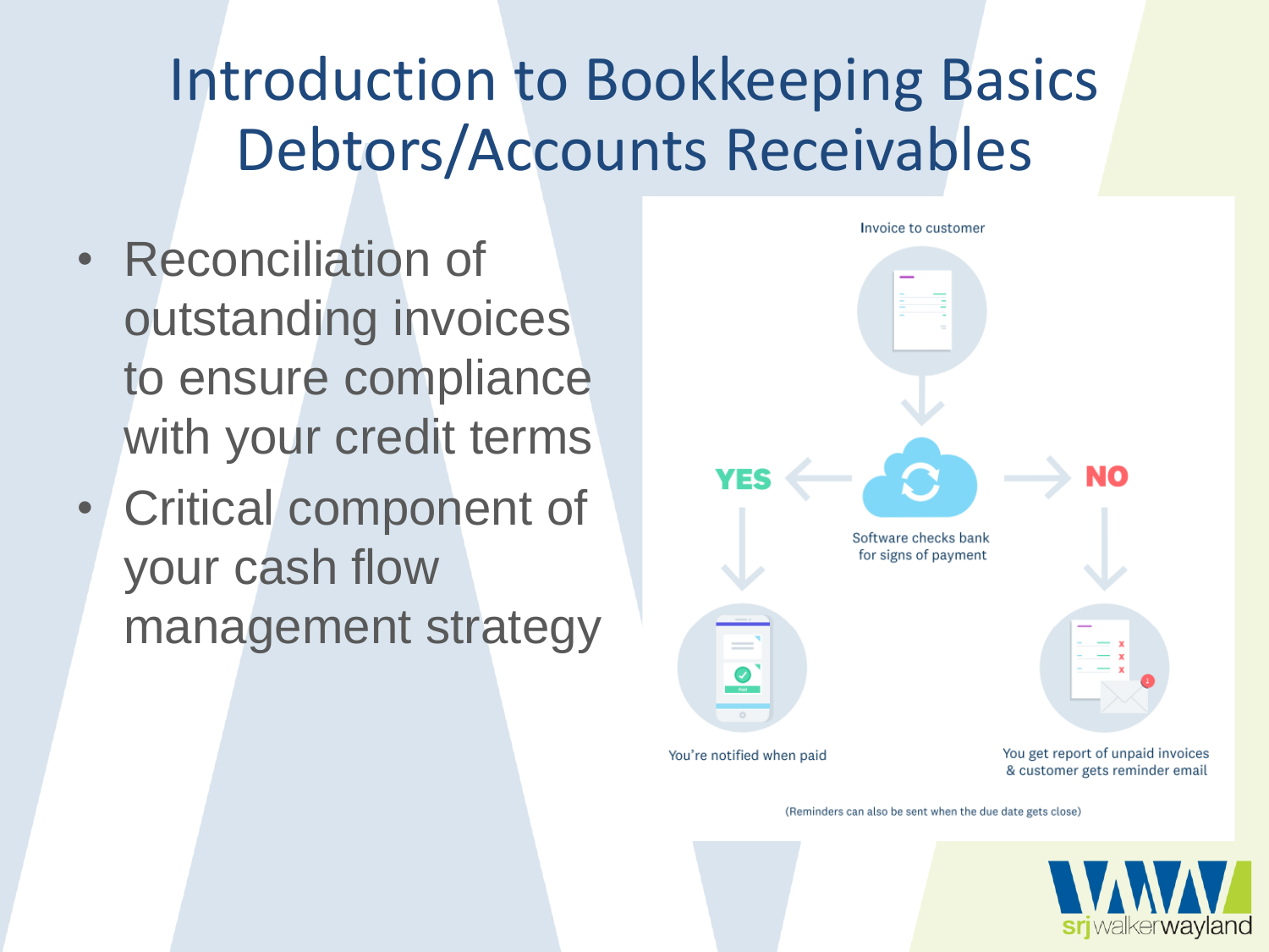# Introduction to Bookkeeping Basics Debtors/Accounts Receivables

- Reconciliation of outstanding invoices to ensure compliance with your credit terms
- Critical component of your cash flow management strategy

Invoice to customer

Software checks bank for signs of payment

YES

NO

You're notified when paid

You get report of unpaid invoices & customer gets reminder email

(Reminders can also be sent when the due date gets close)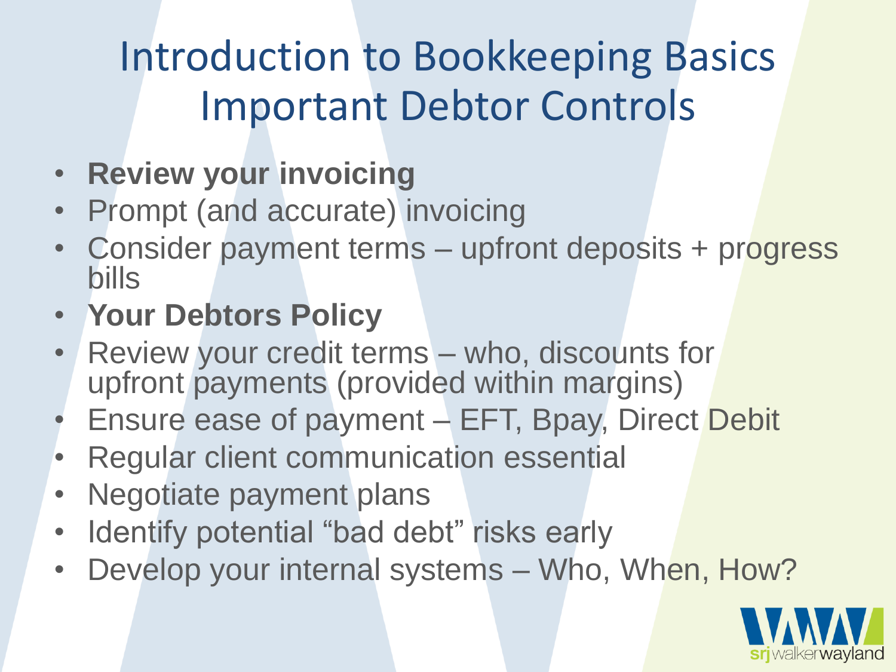# Introduction to Bookkeeping Basics
## Important Debtor Controls

- **Review your invoicing**
- Prompt (and accurate) invoicing
- Consider payment terms – upfront deposits + progress bills
- **Your Debtors Policy**
- Review your credit terms – who, discounts for upfront payments (provided within margins)
- Ensure ease of payment – EFT, Bpay, Direct Debit
- Regular client communication essential
- Negotiate payment plans
- Identify potential "bad debt" risks early
- Develop your internal systems – Who, When, How?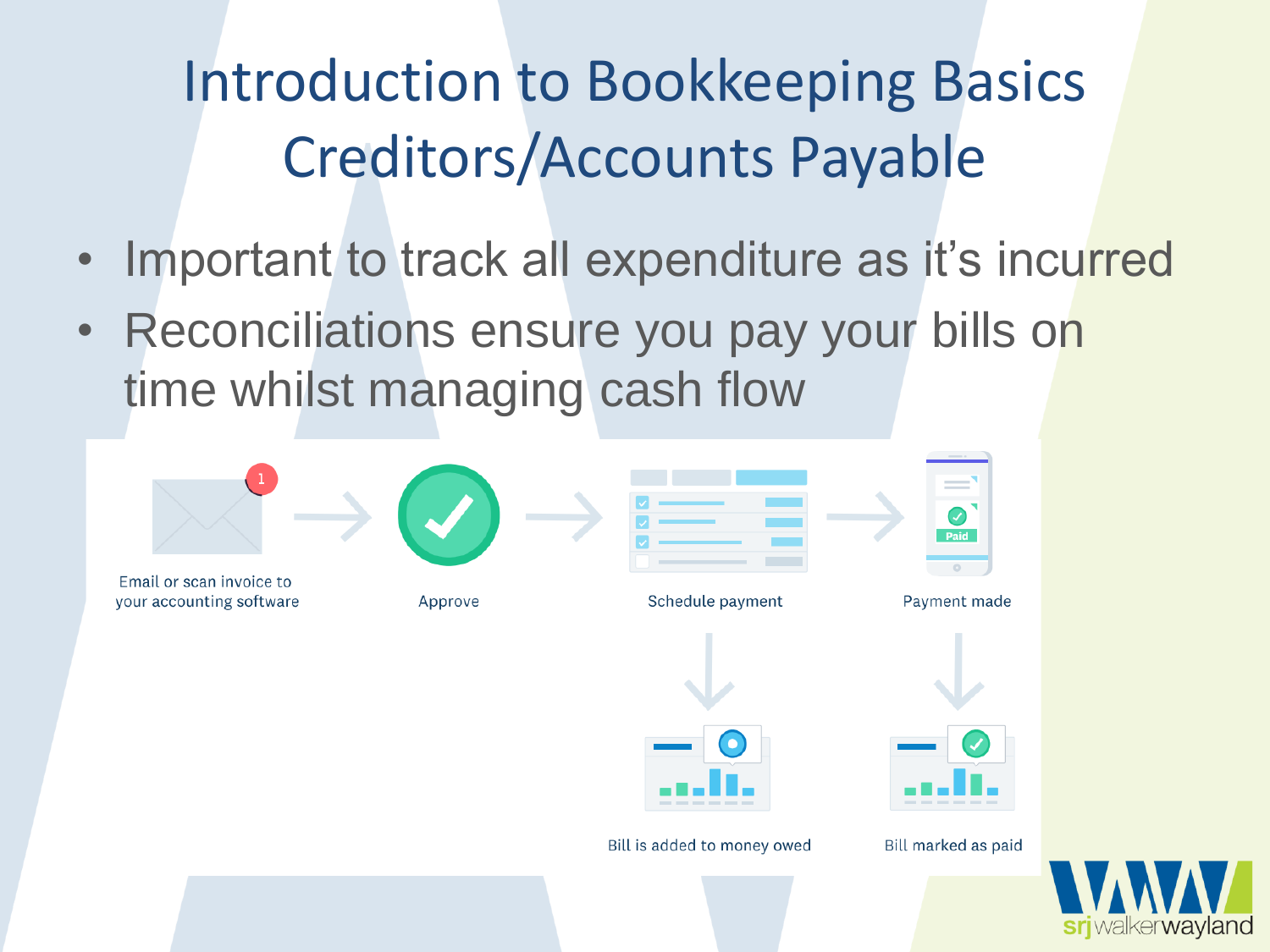# Introduction to Bookkeeping Basics
# Creditors/Accounts Payable

- Important to track all expenditure as it's incurred
- Reconciliations ensure you pay your bills on time whilst managing cash flow

Email or scan invoice to your accounting software → Approve → Schedule payment → Payment made

Schedule payment → Bill is added to money owed

Payment made → Bill marked as paid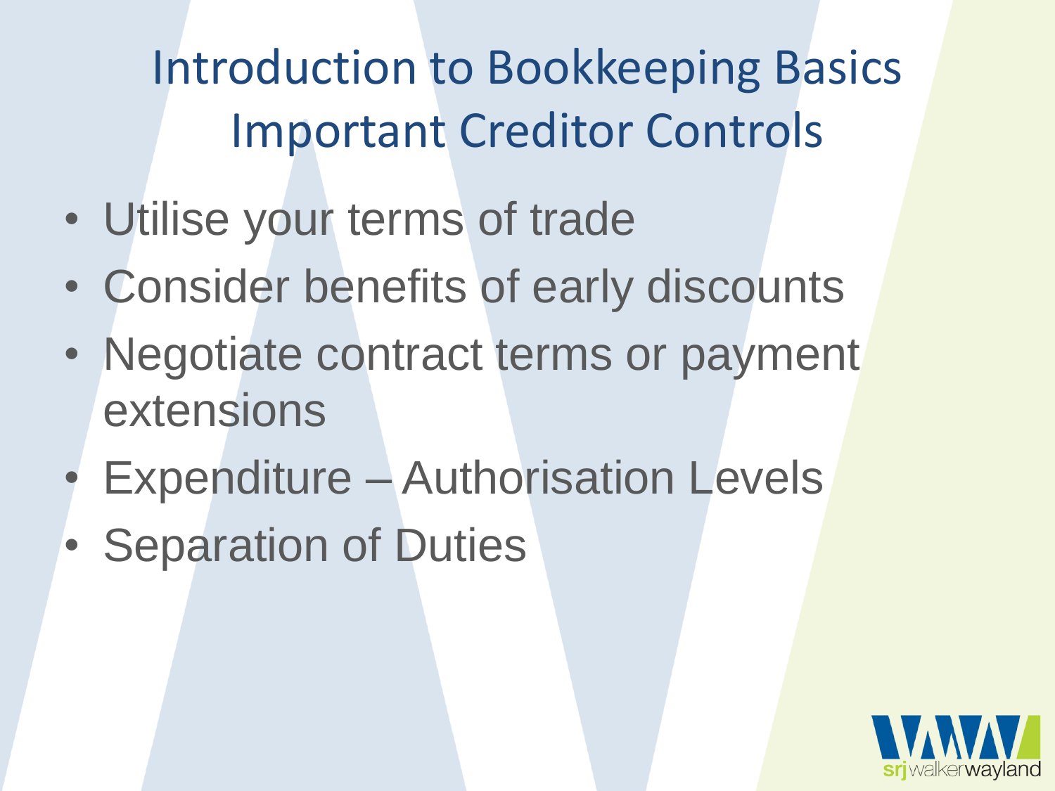# Introduction to Bookkeeping Basics
## Important Creditor Controls

- Utilise your terms of trade
- Consider benefits of early discounts
- Negotiate contract terms or payment extensions
- Expenditure – Authorisation Levels
- Separation of Duties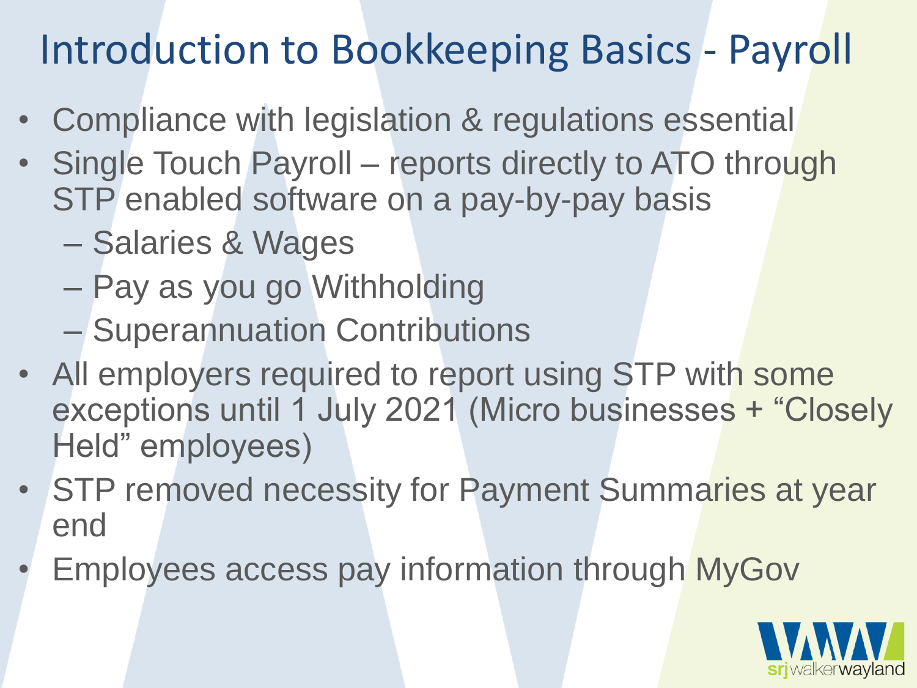# Introduction to Bookkeeping Basics - Payroll

- Compliance with legislation & regulations essential
- Single Touch Payroll – reports directly to ATO through STP enabled software on a pay-by-pay basis
  - Salaries & Wages
  - Pay as you go Withholding
  - Superannuation Contributions
- All employers required to report using STP with some exceptions until 1 July 2021 (Micro businesses + "Closely Held" employees)
- STP removed necessity for Payment Summaries at year end
- Employees access pay information through MyGov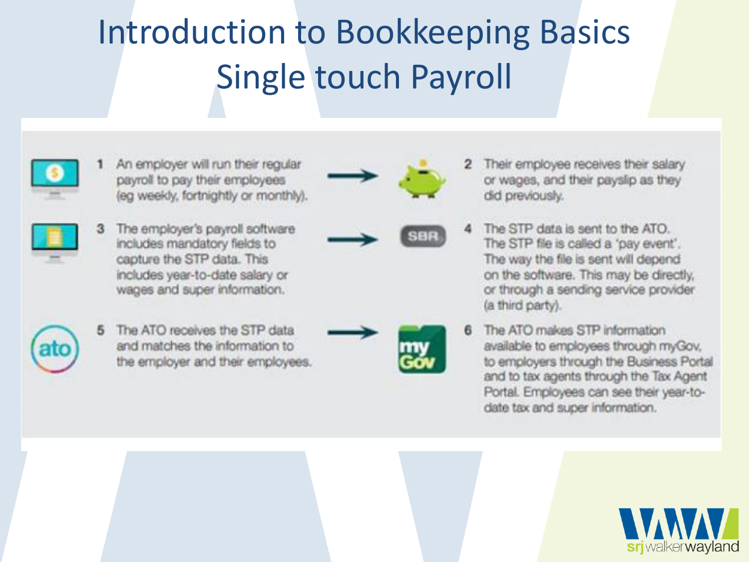# Introduction to Bookkeeping Basics
# Single touch Payroll

1. An employer will run their regular payroll to pay their employees (eg weekly, fortnightly or monthly).
2. Their employee receives their salary or wages, and their payslip as they did previously.
3. The employer's payroll software includes mandatory fields to capture the STP data. This includes year-to-date salary or wages and super information.
4. The STP data is sent to the ATO. The STP file is called a 'pay event'. The way the file is sent will depend on the software. This may be directly, or through a sending service provider (a third party).
5. The ATO receives the STP data and matches the information to the employer and their employees.
6. The ATO makes STP information available to employees through myGov, to employers through the Business Portal and to tax agents through the Tax Agent Portal. Employees can see their year-to-date tax and super information.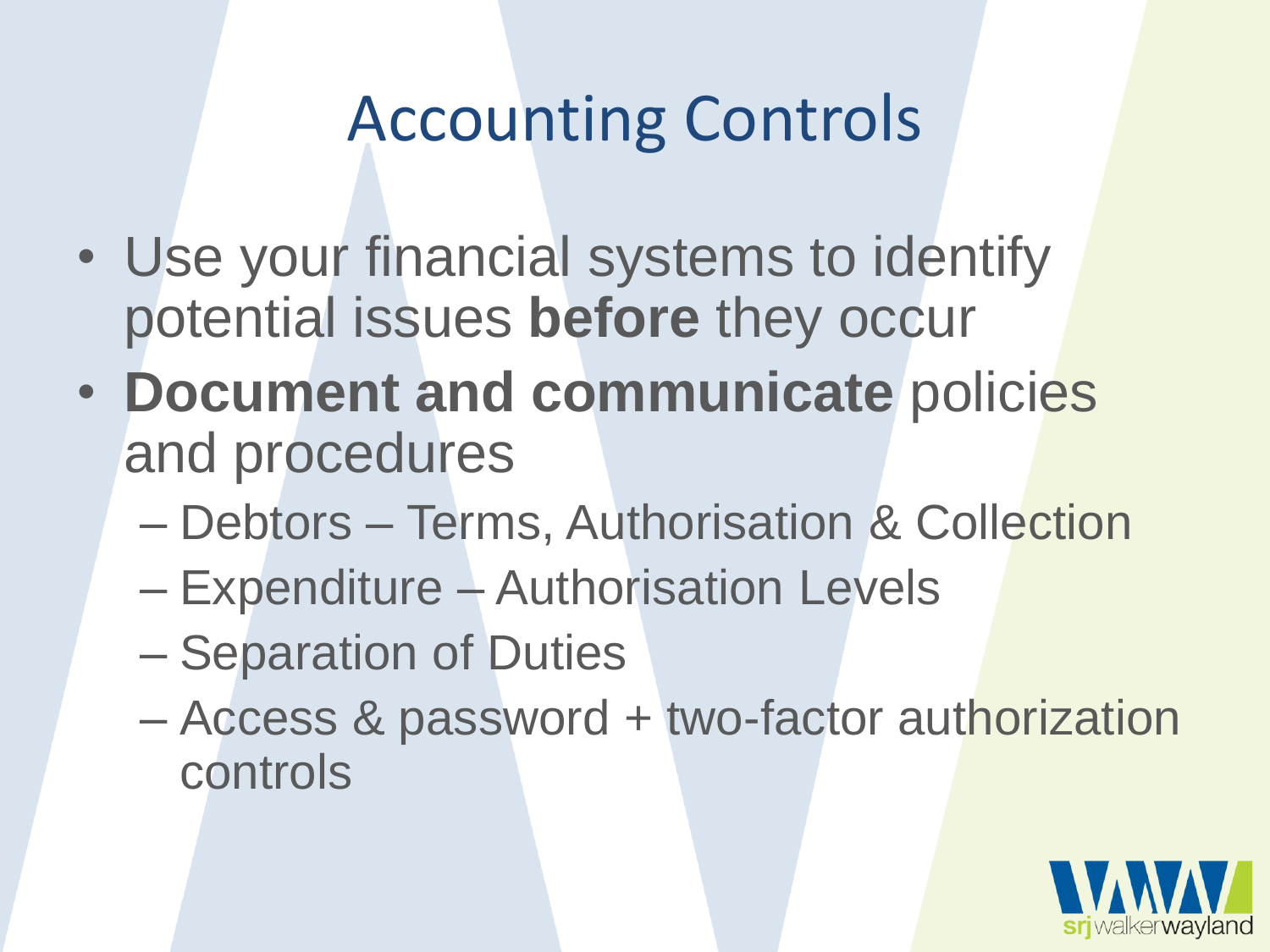# Accounting Controls

- Use your financial systems to identify potential issues **before** they occur
- **Document and communicate** policies and procedures
  - Debtors – Terms, Authorisation & Collection
  - Expenditure – Authorisation Levels
  - Separation of Duties
  - Access & password + two-factor authorization controls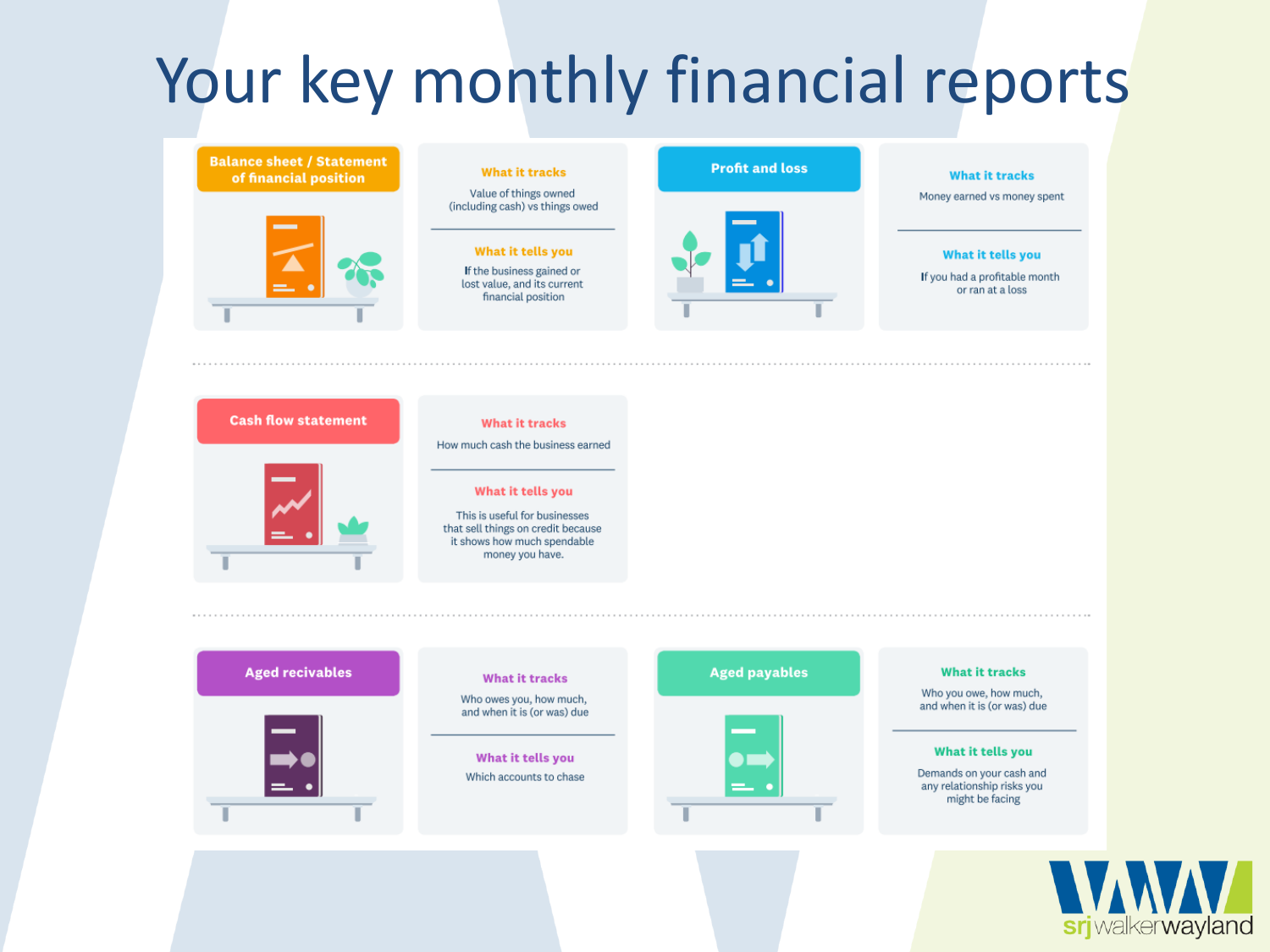# Your key monthly financial reports

## Balance sheet / Statement of financial position

**What it tracks**

Value of things owned (including cash) vs things owed

**What it tells you**

If the business gained or lost value, and its current financial position

## Profit and loss

**What it tracks**

Money earned vs money spent

**What it tells you**

If you had a profitable month or ran at a loss

## Cash flow statement

**What it tracks**

How much cash the business earned

**What it tells you**

This is useful for businesses that sell things on credit because it shows how much spendable money you have.

## Aged recivables

**What it tracks**

Who owes you, how much, and when it is (or was) due

**What it tells you**

Which accounts to chase

## Aged payables

**What it tracks**

Who you owe, how much, and when it is (or was) due

**What it tells you**

Demands on your cash and any relationship risks you might be facing

srjwalkerwayland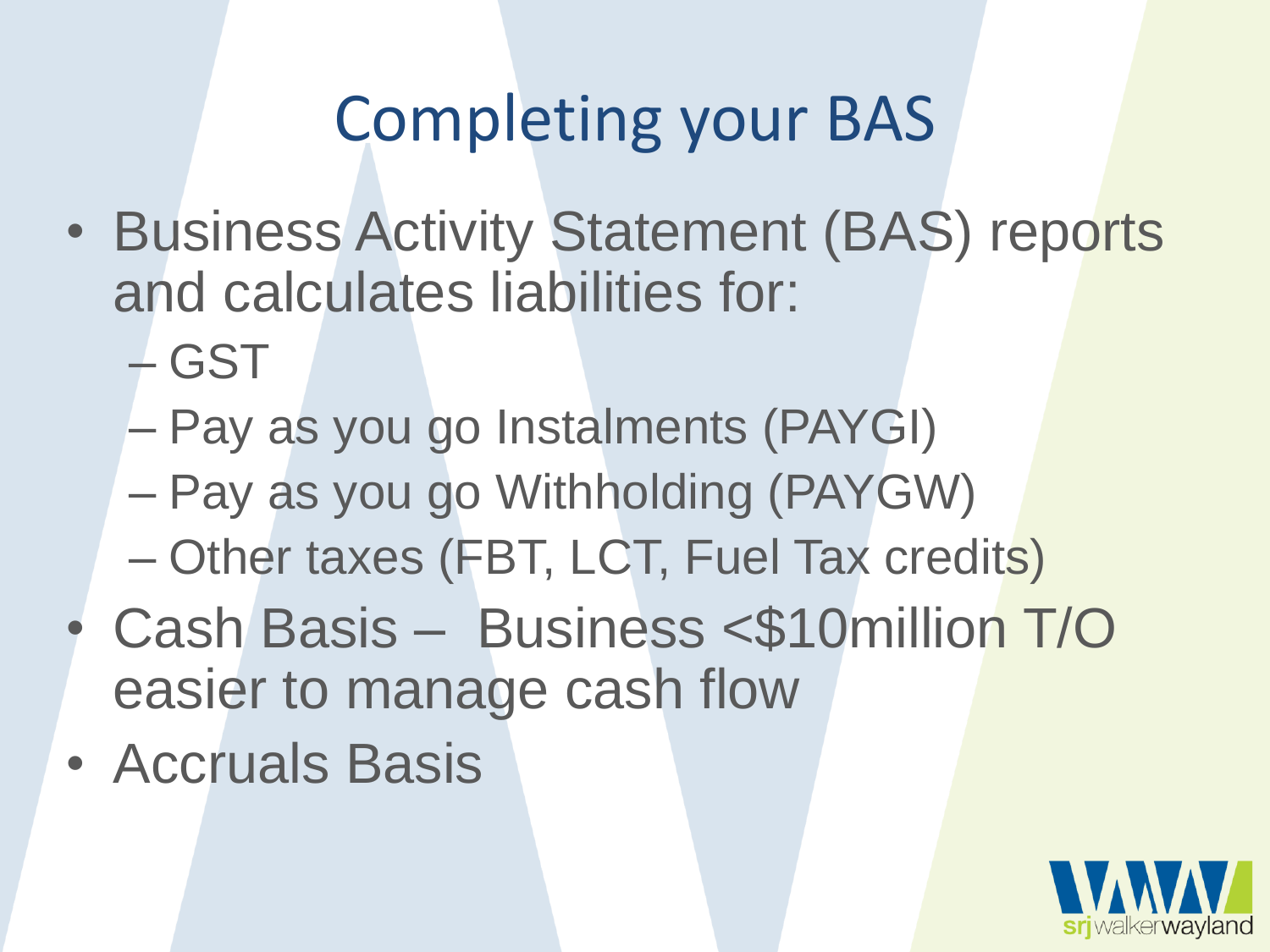# Completing your BAS

- Business Activity Statement (BAS) reports and calculates liabilities for:
  - GST
  - Pay as you go Instalments (PAYGI)
  - Pay as you go Withholding (PAYGW)
  - Other taxes (FBT, LCT, Fuel Tax credits)
- Cash Basis – Business <$10million T/O easier to manage cash flow
- Accruals Basis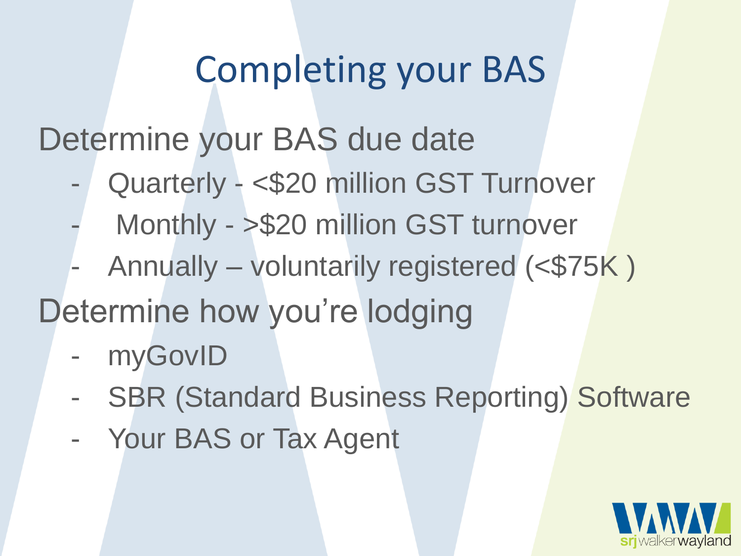# Completing your BAS

## Determine your BAS due date

- Quarterly - <$20 million GST Turnover
- Monthly - >$20 million GST turnover
- Annually – voluntarily registered (<$75K )

## Determine how you're lodging

- myGovID
- SBR (Standard Business Reporting) Software
- Your BAS or Tax Agent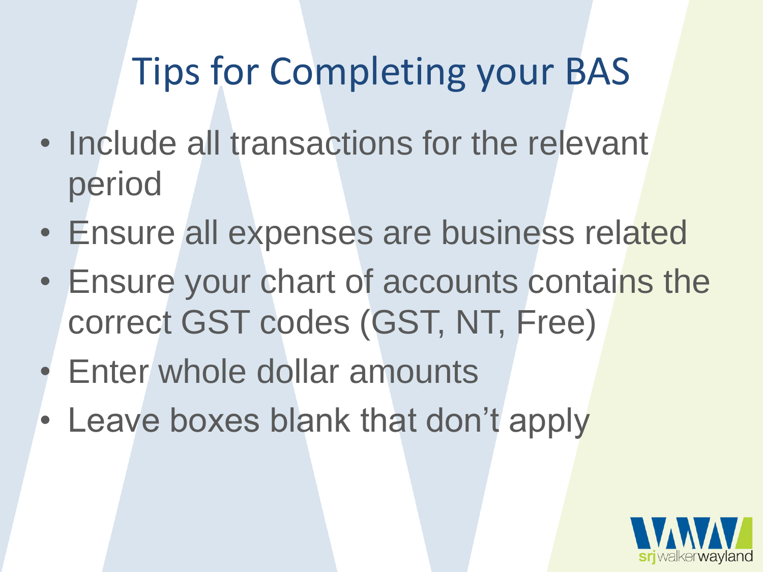# Tips for Completing your BAS

- Include all transactions for the relevant period
- Ensure all expenses are business related
- Ensure your chart of accounts contains the correct GST codes (GST, NT, Free)
- Enter whole dollar amounts
- Leave boxes blank that don't apply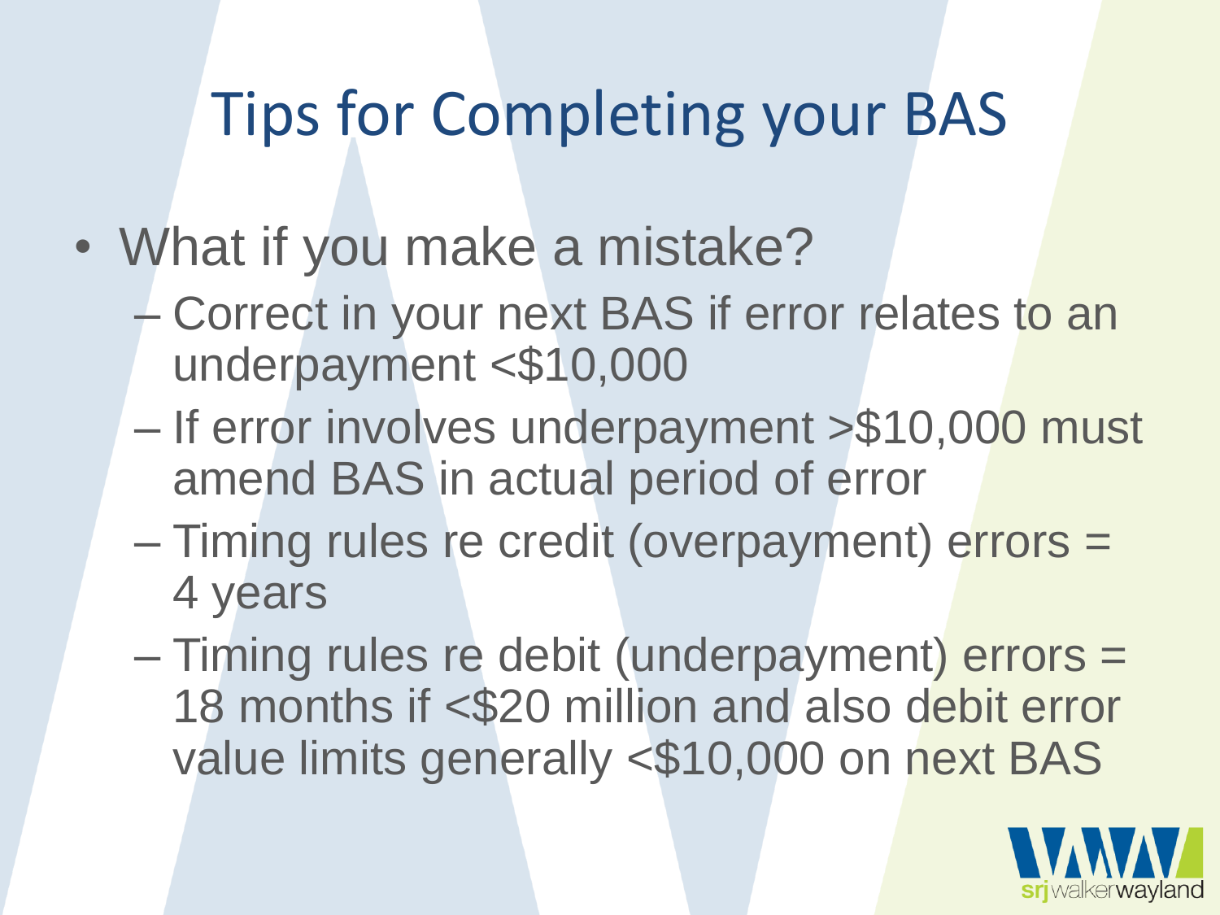# Tips for Completing your BAS

- What if you make a mistake?
  - Correct in your next BAS if error relates to an underpayment <$10,000
  - If error involves underpayment >$10,000 must amend BAS in actual period of error
  - Timing rules re credit (overpayment) errors = 4 years
  - Timing rules re debit (underpayment) errors = 18 months if <$20 million and also debit error value limits generally <$10,000 on next BAS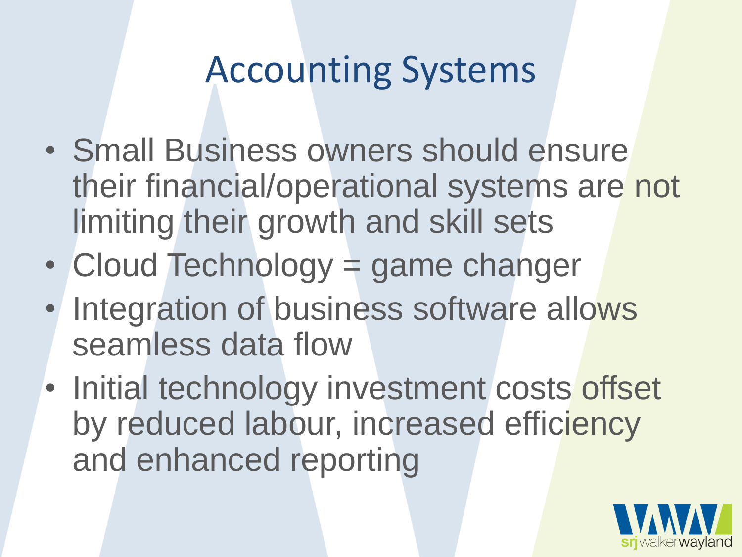# Accounting Systems

- Small Business owners should ensure their financial/operational systems are not limiting their growth and skill sets
- Cloud Technology = game changer
- Integration of business software allows seamless data flow
- Initial technology investment costs offset by reduced labour, increased efficiency and enhanced reporting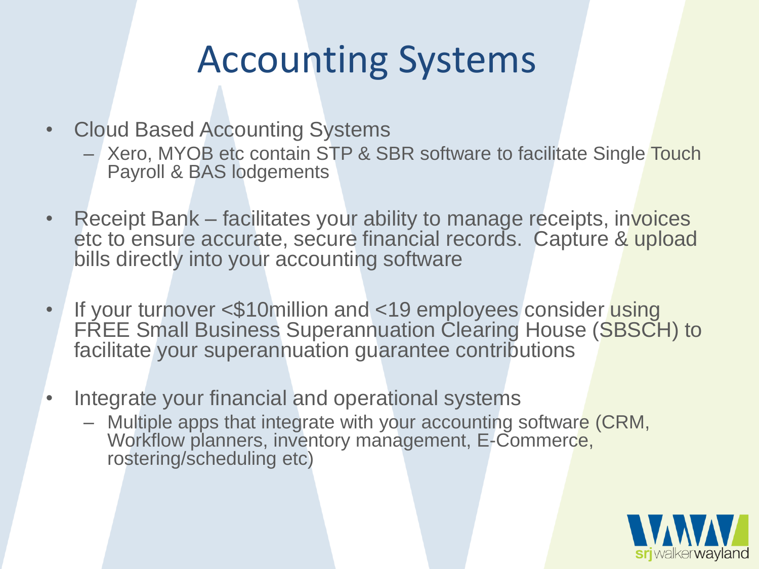# Accounting Systems

- Cloud Based Accounting Systems
  - Xero, MYOB etc contain STP & SBR software to facilitate Single Touch Payroll & BAS lodgements
- Receipt Bank – facilitates your ability to manage receipts, invoices etc to ensure accurate, secure financial records. Capture & upload bills directly into your accounting software
- If your turnover <$10million and <19 employees consider using FREE Small Business Superannuation Clearing House (SBSCH) to facilitate your superannuation guarantee contributions
- Integrate your financial and operational systems
  - Multiple apps that integrate with your accounting software (CRM, Workflow planners, inventory management, E-Commerce, rostering/scheduling etc)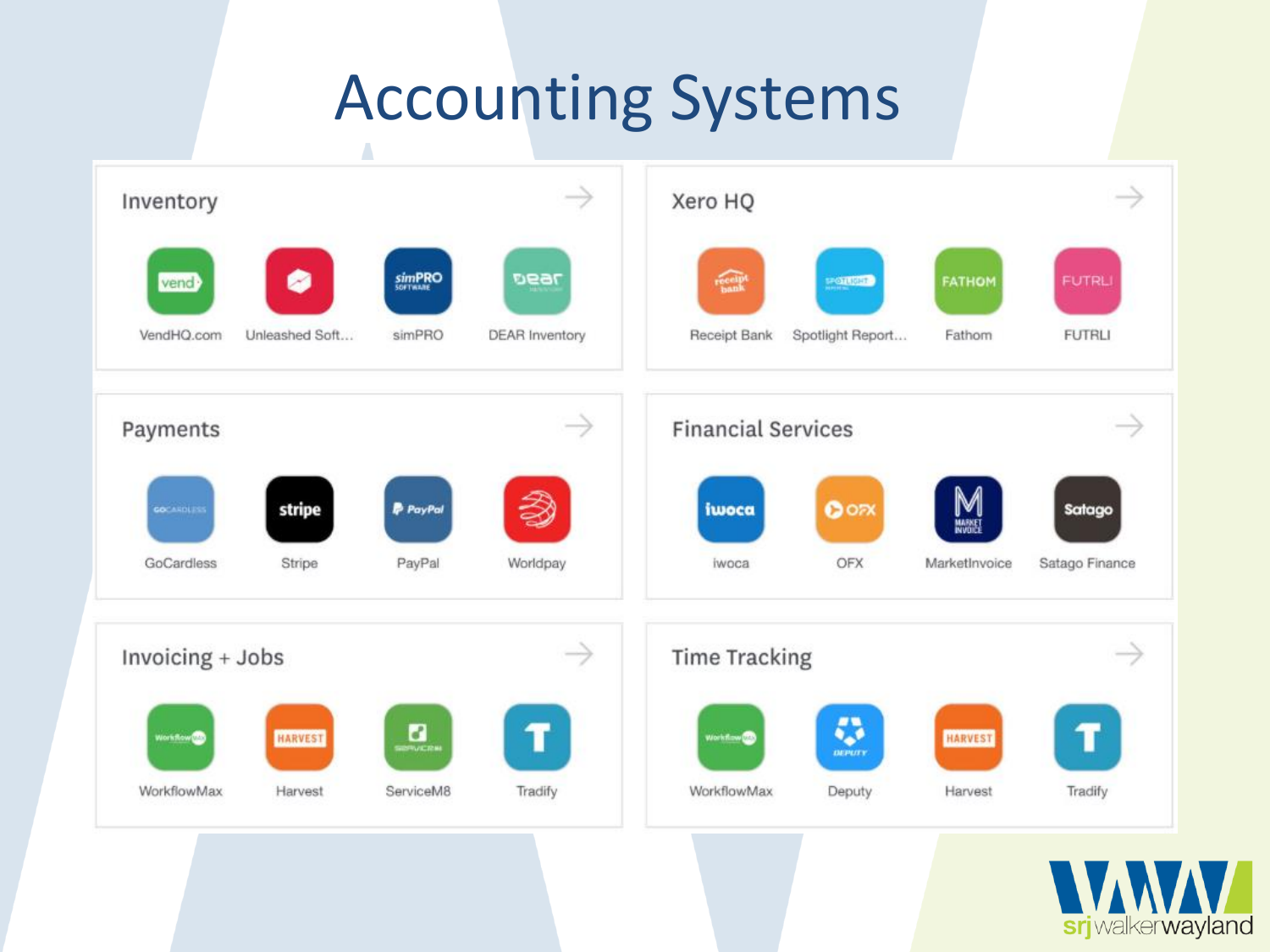# Accounting Systems

## Inventory

- VendHQ.com
- Unleashed Soft...
- simPRO
- DEAR Inventory

## Xero HQ

- Receipt Bank
- Spotlight Report...
- Fathom
- FUTRLI

## Payments

- GoCardless
- Stripe
- PayPal
- Worldpay

## Financial Services

- iwoca
- OFX
- MarketInvoice
- Satago Finance

## Invoicing + Jobs

- WorkflowMax
- Harvest
- ServiceM8
- Tradify

## Time Tracking

- WorkflowMax
- Deputy
- Harvest
- Tradify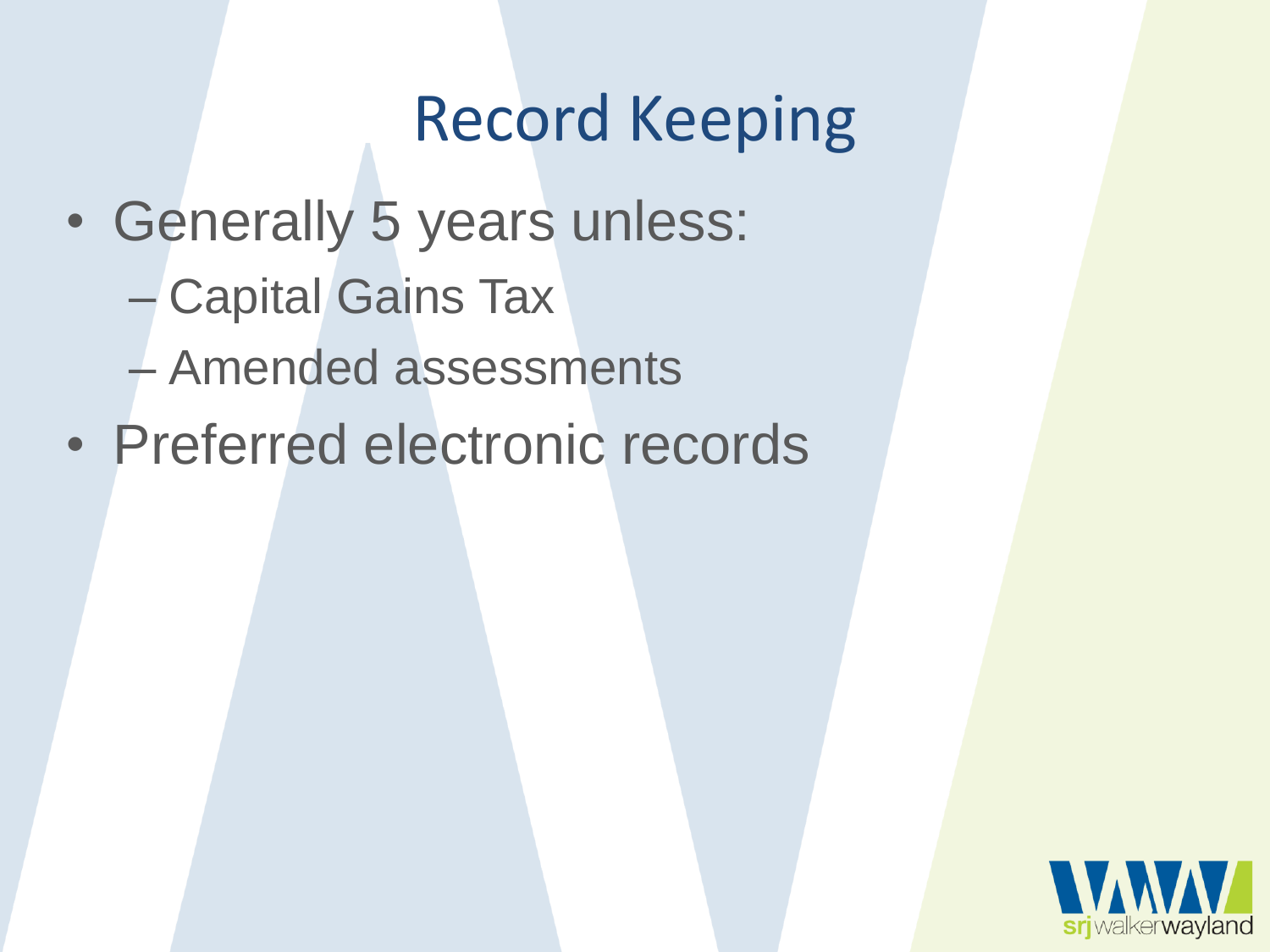# Record Keeping

- Generally 5 years unless:
  - Capital Gains Tax
  - Amended assessments
- Preferred electronic records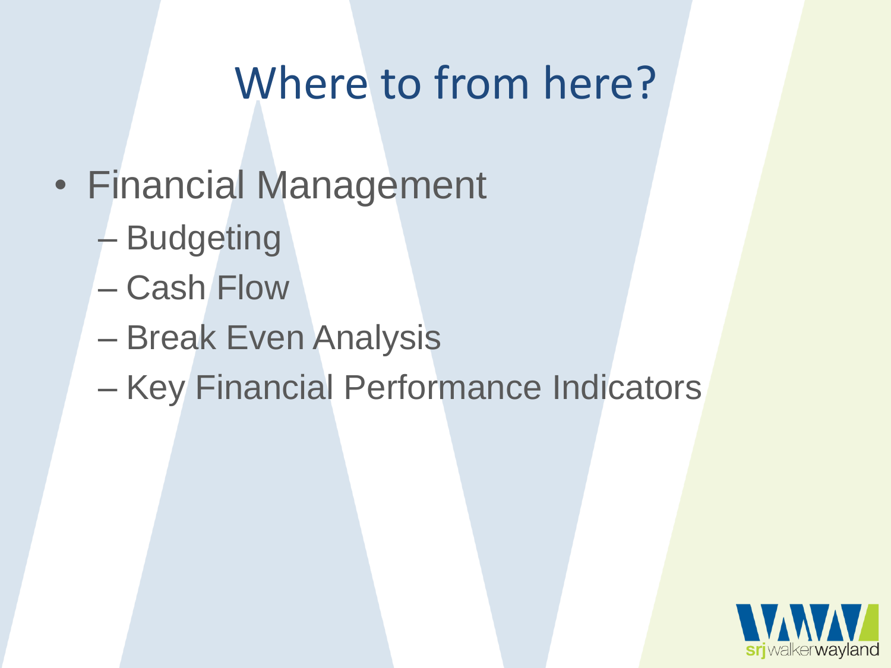# Where to from here?

- Financial Management
  - Budgeting
  - Cash Flow
  - Break Even Analysis
  - Key Financial Performance Indicators